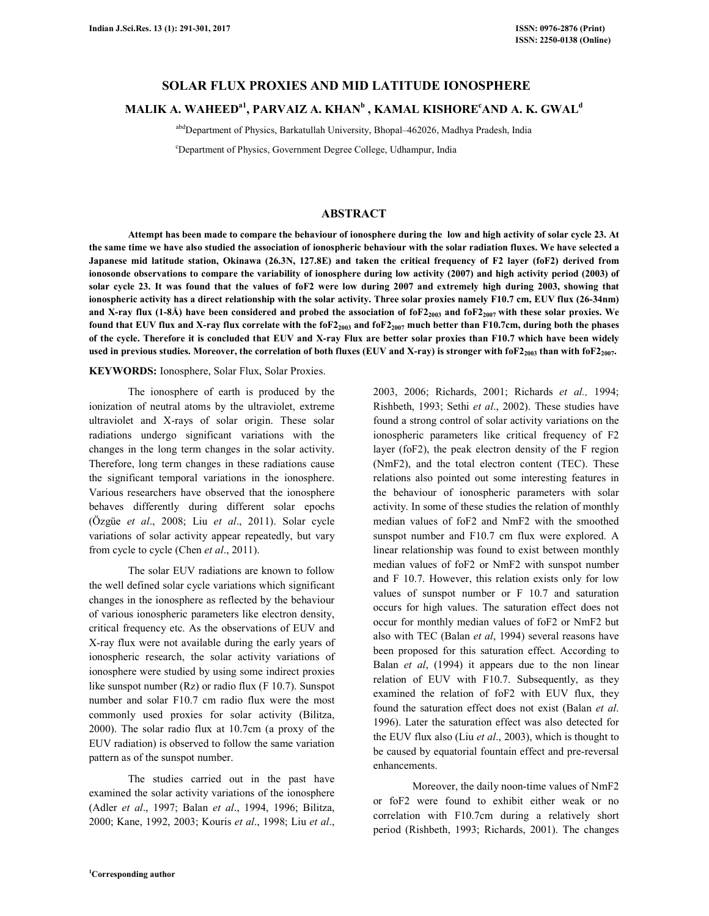# SOLAR FLUX PROXIES AND MID LATITUDE IONOSPHERE

**MALIK A. WAHEED[a1], PARVAIZ A. KHAN[b], KAMAL KISHORE[c] AND A. K. GWAL[d]**

[abd]Department of Physics, Barkatullah University, Bhopal–462026, Madhya Pradesh, India

[c]Department of Physics, Government Degree College, Udhampur, India

## ABSTRACT

**Attempt has been made to compare the behaviour of ionosphere during the low and high activity of solar cycle 23. At the same time we have also studied the association of ionospheric behaviour with the solar radiation fluxes. We have selected a Japanese mid latitude station, Okinawa (26.3N, 127.8E) and taken the critical frequency of F2 layer (foF2) derived from ionosonde observations to compare the variability of ionosphere during low activity (2007) and high activity period (2003) of solar cycle 23. It was found that the values of foF2 were low during 2007 and extremely high during 2003, showing that ionospheric activity has a direct relationship with the solar activity. Three solar proxies namely F10.7 cm, EUV flux (26-34nm) and X-ray flux (1-8Å) have been considered and probed the association of $foF2_{2003}$ and $foF2_{2007}$ with these solar proxies. We found that EUV flux and X-ray flux correlate with the $foF2_{2003}$ and $foF2_{2007}$ much better than F10.7cm, during both the phases of the cycle. Therefore it is concluded that EUV and X-ray Flux are better solar proxies than F10.7 which have been widely used in previous studies. Moreover, the correlation of both fluxes (EUV and X-ray) is stronger with $foF2_{2003}$ than with $foF2_{2007}$.**

**KEYWORDS:** Ionosphere, Solar Flux, Solar Proxies.

The ionosphere of earth is produced by the ionization of neutral atoms by the ultraviolet, extreme ultraviolet and X-rays of solar origin. These solar radiations undergo significant variations with the changes in the long term changes in the solar activity. Therefore, long term changes in these radiations cause the significant temporal variations in the ionosphere. Various researchers have observed that the ionosphere behaves differently during different solar epochs (Özgüe *et al*., 2008; Liu *et al*., 2011). Solar cycle variations of solar activity appear repeatedly, but vary from cycle to cycle (Chen *et al*., 2011).

The solar EUV radiations are known to follow the well defined solar cycle variations which significant changes in the ionosphere as reflected by the behaviour of various ionospheric parameters like electron density, critical frequency etc. As the observations of EUV and X-ray flux were not available during the early years of ionospheric research, the solar activity variations of ionosphere were studied by using some indirect proxies like sunspot number (Rz) or radio flux (F 10.7). Sunspot number and solar F10.7 cm radio flux were the most commonly used proxies for solar activity (Bilitza, 2000). The solar radio flux at 10.7cm (a proxy of the EUV radiation) is observed to follow the same variation pattern as of the sunspot number.

The studies carried out in the past have examined the solar activity variations of the ionosphere (Adler *et al*., 1997; Balan *et al*., 1994, 1996; Bilitza, 2000; Kane, 1992, 2003; Kouris *et al*., 1998; Liu *et al*., 2003, 2006; Richards, 2001; Richards *et al.,* 1994; Rishbeth, 1993; Sethi *et al*., 2002). These studies have found a strong control of solar activity variations on the ionospheric parameters like critical frequency of F2 layer (foF2), the peak electron density of the F region (NmF2), and the total electron content (TEC). These relations also pointed out some interesting features in the behaviour of ionospheric parameters with solar activity. In some of these studies the relation of monthly median values of foF2 and NmF2 with the smoothed sunspot number and F10.7 cm flux were explored. A linear relationship was found to exist between monthly median values of foF2 or NmF2 with sunspot number and F 10.7. However, this relation exists only for low values of sunspot number or F 10.7 and saturation occurs for high values. The saturation effect does not occur for monthly median values of foF2 or NmF2 but also with TEC (Balan *et al*, 1994) several reasons have been proposed for this saturation effect. According to Balan *et al*, (1994) it appears due to the non linear relation of EUV with F10.7. Subsequently, as they examined the relation of foF2 with EUV flux, they found the saturation effect does not exist (Balan *et al*. 1996). Later the saturation effect was also detected for the EUV flux also (Liu *et al*., 2003), which is thought to be caused by equatorial fountain effect and pre-reversal enhancements.

Moreover, the daily noon-time values of NmF2 or foF2 were found to exhibit either weak or no correlation with F10.7cm during a relatively short period (Rishbeth, 1993; Richards, 2001). The changes

[1]Corresponding author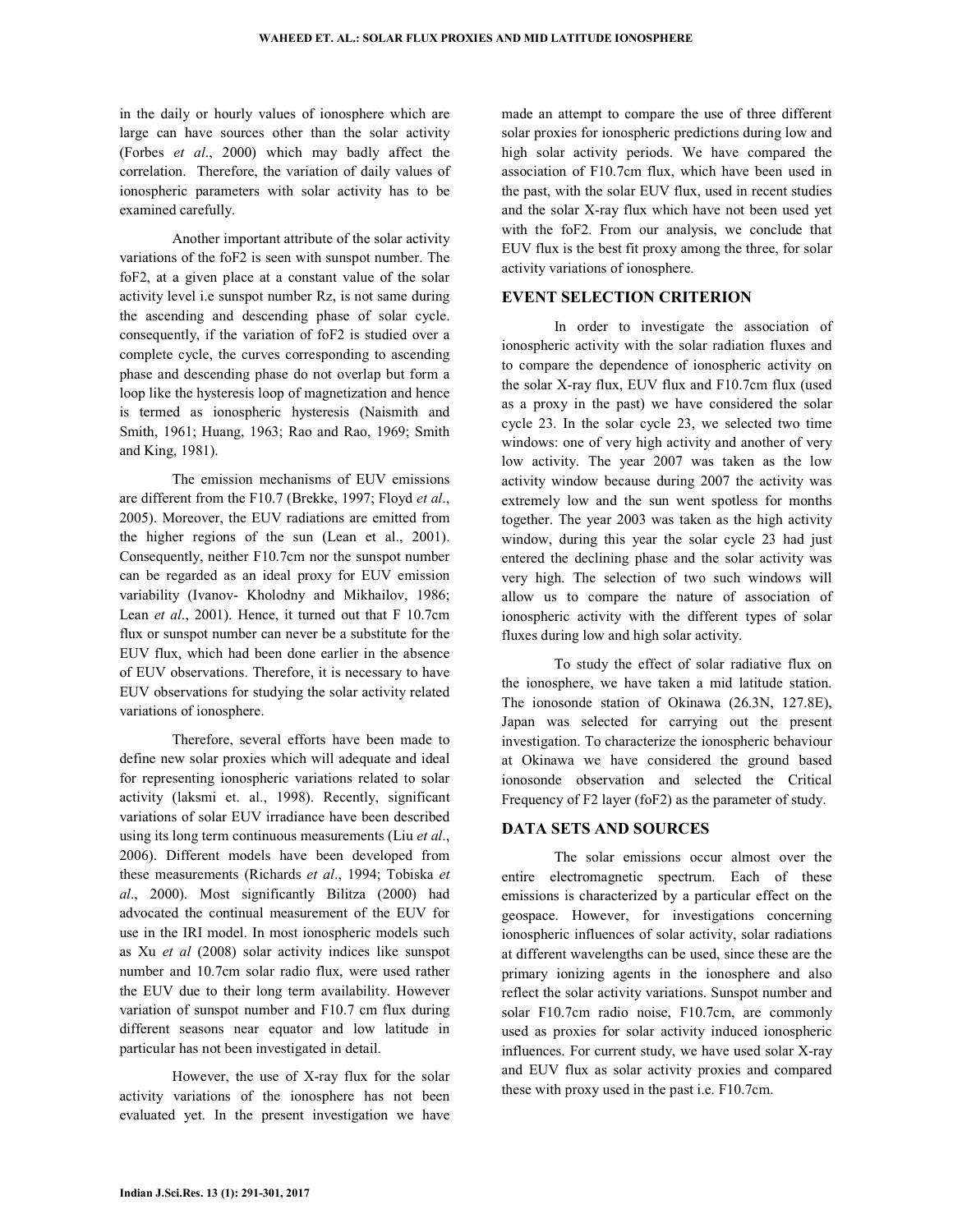in the daily or hourly values of ionosphere which are large can have sources other than the solar activity (Forbes *et al*., 2000) which may badly affect the correlation. Therefore, the variation of daily values of ionospheric parameters with solar activity has to be examined carefully.

Another important attribute of the solar activity variations of the foF2 is seen with sunspot number. The foF2, at a given place at a constant value of the solar activity level i.e sunspot number Rz, is not same during the ascending and descending phase of solar cycle. consequently, if the variation of foF2 is studied over a complete cycle, the curves corresponding to ascending phase and descending phase do not overlap but form a loop like the hysteresis loop of magnetization and hence is termed as ionospheric hysteresis (Naismith and Smith, 1961; Huang, 1963; Rao and Rao, 1969; Smith and King, 1981).

The emission mechanisms of EUV emissions are different from the F10.7 (Brekke, 1997; Floyd *et al*., 2005). Moreover, the EUV radiations are emitted from the higher regions of the sun (Lean et al., 2001). Consequently, neither F10.7cm nor the sunspot number can be regarded as an ideal proxy for EUV emission variability (Ivanov- Kholodny and Mikhailov, 1986; Lean *et al*., 2001). Hence, it turned out that F 10.7cm flux or sunspot number can never be a substitute for the EUV flux, which had been done earlier in the absence of EUV observations. Therefore, it is necessary to have EUV observations for studying the solar activity related variations of ionosphere.

Therefore, several efforts have been made to define new solar proxies which will adequate and ideal for representing ionospheric variations related to solar activity (laksmi et. al., 1998). Recently, significant variations of solar EUV irradiance have been described using its long term continuous measurements (Liu *et al*., 2006). Different models have been developed from these measurements (Richards *et al*., 1994; Tobiska *et al*., 2000). Most significantly Bilitza (2000) had advocated the continual measurement of the EUV for use in the IRI model. In most ionospheric models such as Xu *et al* (2008) solar activity indices like sunspot number and 10.7cm solar radio flux, were used rather the EUV due to their long term availability. However variation of sunspot number and F10.7 cm flux during different seasons near equator and low latitude in particular has not been investigated in detail.

However, the use of X-ray flux for the solar activity variations of the ionosphere has not been evaluated yet. In the present investigation we have made an attempt to compare the use of three different solar proxies for ionospheric predictions during low and high solar activity periods. We have compared the association of F10.7cm flux, which have been used in the past, with the solar EUV flux, used in recent studies and the solar X-ray flux which have not been used yet with the foF2. From our analysis, we conclude that EUV flux is the best fit proxy among the three, for solar activity variations of ionosphere.

## EVENT SELECTION CRITERION

In order to investigate the association of ionospheric activity with the solar radiation fluxes and to compare the dependence of ionospheric activity on the solar X-ray flux, EUV flux and F10.7cm flux (used as a proxy in the past) we have considered the solar cycle 23. In the solar cycle 23, we selected two time windows: one of very high activity and another of very low activity. The year 2007 was taken as the low activity window because during 2007 the activity was extremely low and the sun went spotless for months together. The year 2003 was taken as the high activity window, during this year the solar cycle 23 had just entered the declining phase and the solar activity was very high. The selection of two such windows will allow us to compare the nature of association of ionospheric activity with the different types of solar fluxes during low and high solar activity.

To study the effect of solar radiative flux on the ionosphere, we have taken a mid latitude station. The ionosonde station of Okinawa (26.3N, 127.8E), Japan was selected for carrying out the present investigation. To characterize the ionospheric behaviour at Okinawa we have considered the ground based ionosonde observation and selected the Critical Frequency of F2 layer (foF2) as the parameter of study.

## DATA SETS AND SOURCES

The solar emissions occur almost over the entire electromagnetic spectrum. Each of these emissions is characterized by a particular effect on the geospace. However, for investigations concerning ionospheric influences of solar activity, solar radiations at different wavelengths can be used, since these are the primary ionizing agents in the ionosphere and also reflect the solar activity variations. Sunspot number and solar F10.7cm radio noise, F10.7cm, are commonly used as proxies for solar activity induced ionospheric influences. For current study, we have used solar X-ray and EUV flux as solar activity proxies and compared these with proxy used in the past i.e. F10.7cm.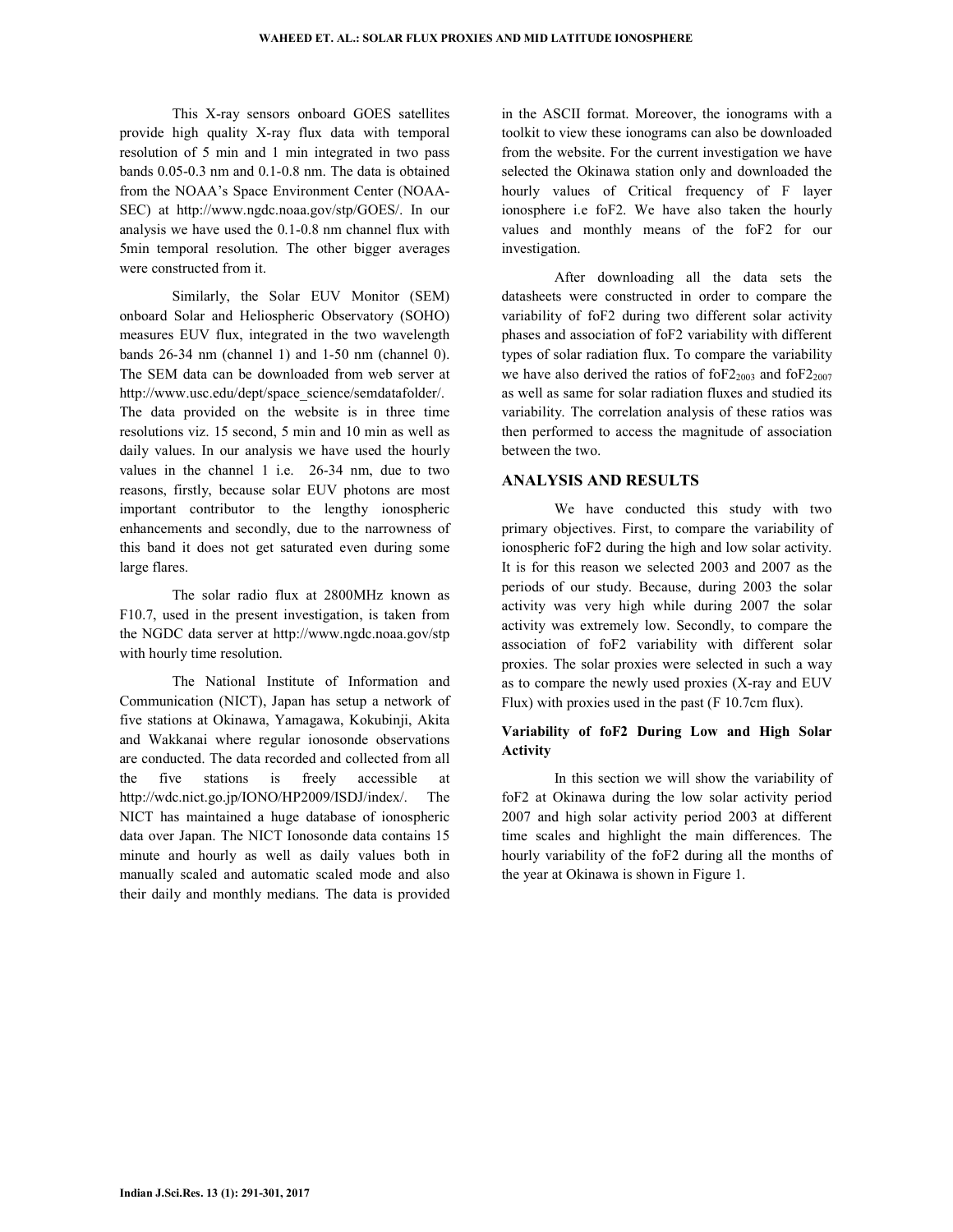This X-ray sensors onboard GOES satellites provide high quality X-ray flux data with temporal resolution of 5 min and 1 min integrated in two pass bands 0.05-0.3 nm and 0.1-0.8 nm. The data is obtained from the NOAA's Space Environment Center (NOAA-SEC) at http://www.ngdc.noaa.gov/stp/GOES/. In our analysis we have used the 0.1-0.8 nm channel flux with 5min temporal resolution. The other bigger averages were constructed from it.

Similarly, the Solar EUV Monitor (SEM) onboard Solar and Heliospheric Observatory (SOHO) measures EUV flux, integrated in the two wavelength bands 26-34 nm (channel 1) and 1-50 nm (channel 0). The SEM data can be downloaded from web server at http://www.usc.edu/dept/space_science/semdatafolder/. The data provided on the website is in three time resolutions viz. 15 second, 5 min and 10 min as well as daily values. In our analysis we have used the hourly values in the channel 1 i.e. 26-34 nm, due to two reasons, firstly, because solar EUV photons are most important contributor to the lengthy ionospheric enhancements and secondly, due to the narrowness of this band it does not get saturated even during some large flares.

The solar radio flux at 2800MHz known as F10.7, used in the present investigation, is taken from the NGDC data server at http://www.ngdc.noaa.gov/stp with hourly time resolution.

The National Institute of Information and Communication (NICT), Japan has setup a network of five stations at Okinawa, Yamagawa, Kokubinji, Akita and Wakkanai where regular ionosonde observations are conducted. The data recorded and collected from all the five stations is freely accessible at http://wdc.nict.go.jp/IONO/HP2009/ISDJ/index/. The NICT has maintained a huge database of ionospheric data over Japan. The NICT Ionosonde data contains 15 minute and hourly as well as daily values both in manually scaled and automatic scaled mode and also their daily and monthly medians. The data is provided in the ASCII format. Moreover, the ionograms with a toolkit to view these ionograms can also be downloaded from the website. For the current investigation we have selected the Okinawa station only and downloaded the hourly values of Critical frequency of F layer ionosphere i.e foF2. We have also taken the hourly values and monthly means of the foF2 for our investigation.

After downloading all the data sets the datasheets were constructed in order to compare the variability of foF2 during two different solar activity phases and association of foF2 variability with different types of solar radiation flux. To compare the variability we have also derived the ratios of $foF2_{2003}$ and $foF2_{2007}$ as well as same for solar radiation fluxes and studied its variability. The correlation analysis of these ratios was then performed to access the magnitude of association between the two.

## ANALYSIS AND RESULTS

We have conducted this study with two primary objectives. First, to compare the variability of ionospheric foF2 during the high and low solar activity. It is for this reason we selected 2003 and 2007 as the periods of our study. Because, during 2003 the solar activity was very high while during 2007 the solar activity was extremely low. Secondly, to compare the association of foF2 variability with different solar proxies. The solar proxies were selected in such a way as to compare the newly used proxies (X-ray and EUV Flux) with proxies used in the past (F 10.7cm flux).

### Variability of foF2 During Low and High Solar Activity

In this section we will show the variability of foF2 at Okinawa during the low solar activity period 2007 and high solar activity period 2003 at different time scales and highlight the main differences. The hourly variability of the foF2 during all the months of the year at Okinawa is shown in Figure 1.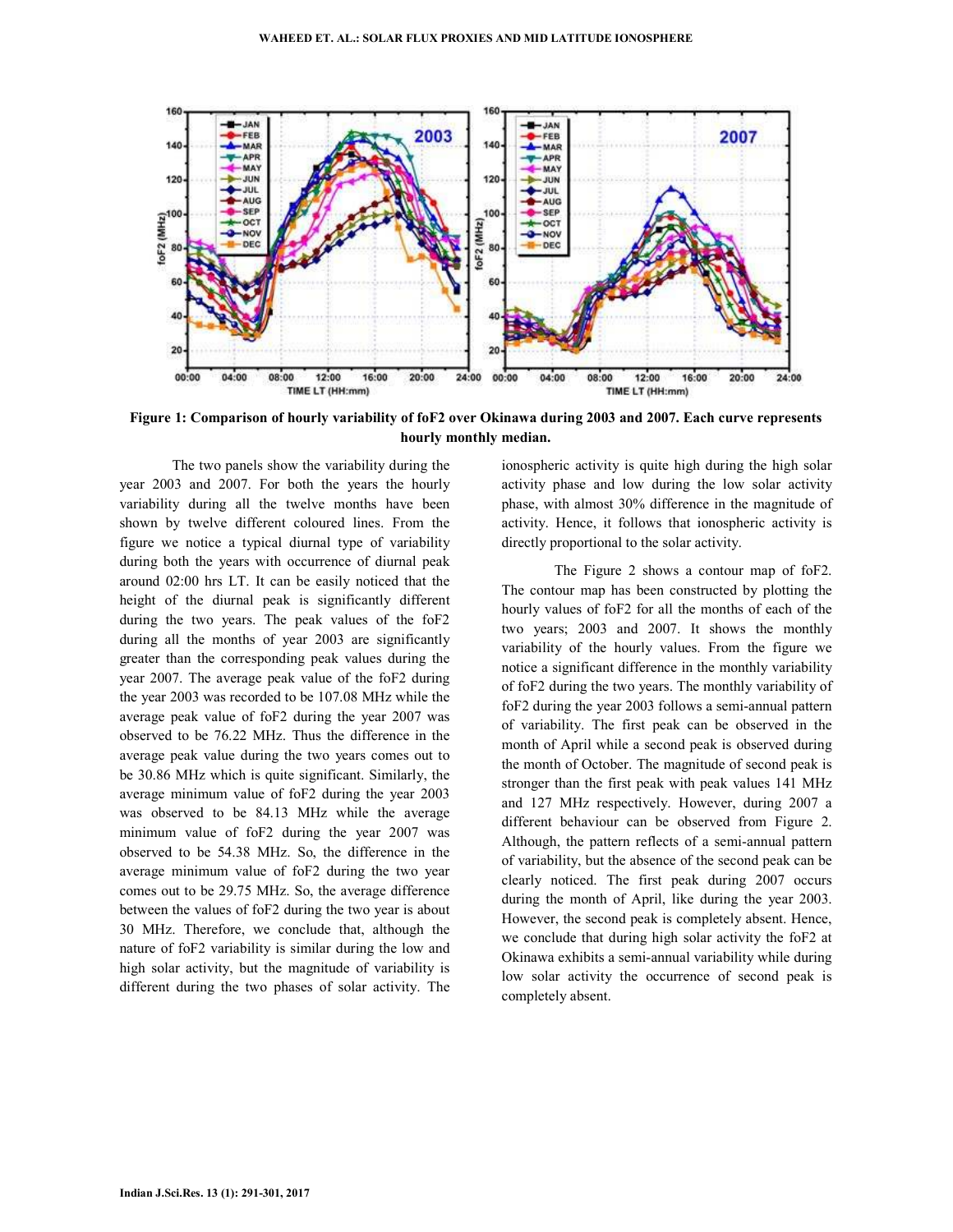**Figure 1: Comparison of hourly variability of foF2 over Okinawa during 2003 and 2007. Each curve represents hourly monthly median.**

The two panels show the variability during the year 2003 and 2007. For both the years the hourly variability during all the twelve months have been shown by twelve different coloured lines. From the figure we notice a typical diurnal type of variability during both the years with occurrence of diurnal peak around 02:00 hrs LT. It can be easily noticed that the height of the diurnal peak is significantly different during the two years. The peak values of the foF2 during all the months of year 2003 are significantly greater than the corresponding peak values during the year 2007. The average peak value of the foF2 during the year 2003 was recorded to be 107.08 MHz while the average peak value of foF2 during the year 2007 was observed to be 76.22 MHz. Thus the difference in the average peak value during the two years comes out to be 30.86 MHz which is quite significant. Similarly, the average minimum value of foF2 during the year 2003 was observed to be 84.13 MHz while the average minimum value of foF2 during the year 2007 was observed to be 54.38 MHz. So, the difference in the average minimum value of foF2 during the two year comes out to be 29.75 MHz. So, the average difference between the values of foF2 during the two year is about 30 MHz. Therefore, we conclude that, although the nature of foF2 variability is similar during the low and high solar activity, but the magnitude of variability is different during the two phases of solar activity. The ionospheric activity is quite high during the high solar activity phase and low during the low solar activity phase, with almost 30% difference in the magnitude of activity. Hence, it follows that ionospheric activity is directly proportional to the solar activity.

The Figure 2 shows a contour map of foF2. The contour map has been constructed by plotting the hourly values of foF2 for all the months of each of the two years; 2003 and 2007. It shows the monthly variability of the hourly values. From the figure we notice a significant difference in the monthly variability of foF2 during the two years. The monthly variability of foF2 during the year 2003 follows a semi-annual pattern of variability. The first peak can be observed in the month of April while a second peak is observed during the month of October. The magnitude of second peak is stronger than the first peak with peak values 141 MHz and 127 MHz respectively. However, during 2007 a different behaviour can be observed from Figure 2. Although, the pattern reflects of a semi-annual pattern of variability, but the absence of the second peak can be clearly noticed. The first peak during 2007 occurs during the month of April, like during the year 2003. However, the second peak is completely absent. Hence, we conclude that during high solar activity the foF2 at Okinawa exhibits a semi-annual variability while during low solar activity the occurrence of second peak is completely absent.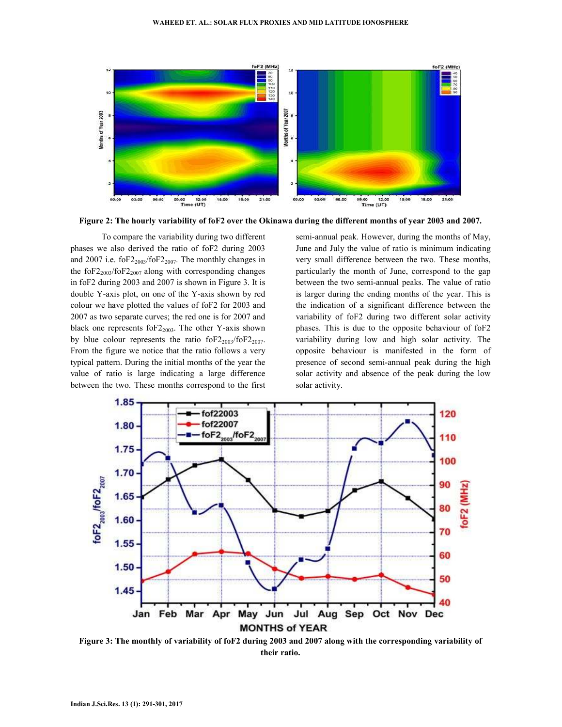Figure 2: The hourly variability of foF2 over the Okinawa during the different months of year 2003 and 2007.

To compare the variability during two different phases we also derived the ratio of foF2 during 2003 and 2007 i.e. $foF2_{2003}/foF2_{2007}$. The monthly changes in the $foF2_{2003}/foF2_{2007}$ along with corresponding changes in foF2 during 2003 and 2007 is shown in Figure 3. It is double Y-axis plot, on one of the Y-axis shown by red colour we have plotted the values of foF2 for 2003 and 2007 as two separate curves; the red one is for 2007 and black one represents $foF2_{2003}$. The other Y-axis shown by blue colour represents the ratio $foF2_{2003}/foF2_{2007}$. From the figure we notice that the ratio follows a very typical pattern. During the initial months of the year the value of ratio is large indicating a large difference between the two. These months correspond to the first semi-annual peak. However, during the months of May, June and July the value of ratio is minimum indicating very small difference between the two. These months, particularly the month of June, correspond to the gap between the two semi-annual peaks. The value of ratio is larger during the ending months of the year. This is the indication of a significant difference between the variability of foF2 during two different solar activity phases. This is due to the opposite behaviour of foF2 variability during low and high solar activity. The opposite behaviour is manifested in the form of presence of second semi-annual peak during the high solar activity and absence of the peak during the low solar activity.

Figure 3: The monthly of variability of foF2 during 2003 and 2007 along with the corresponding variability of their ratio.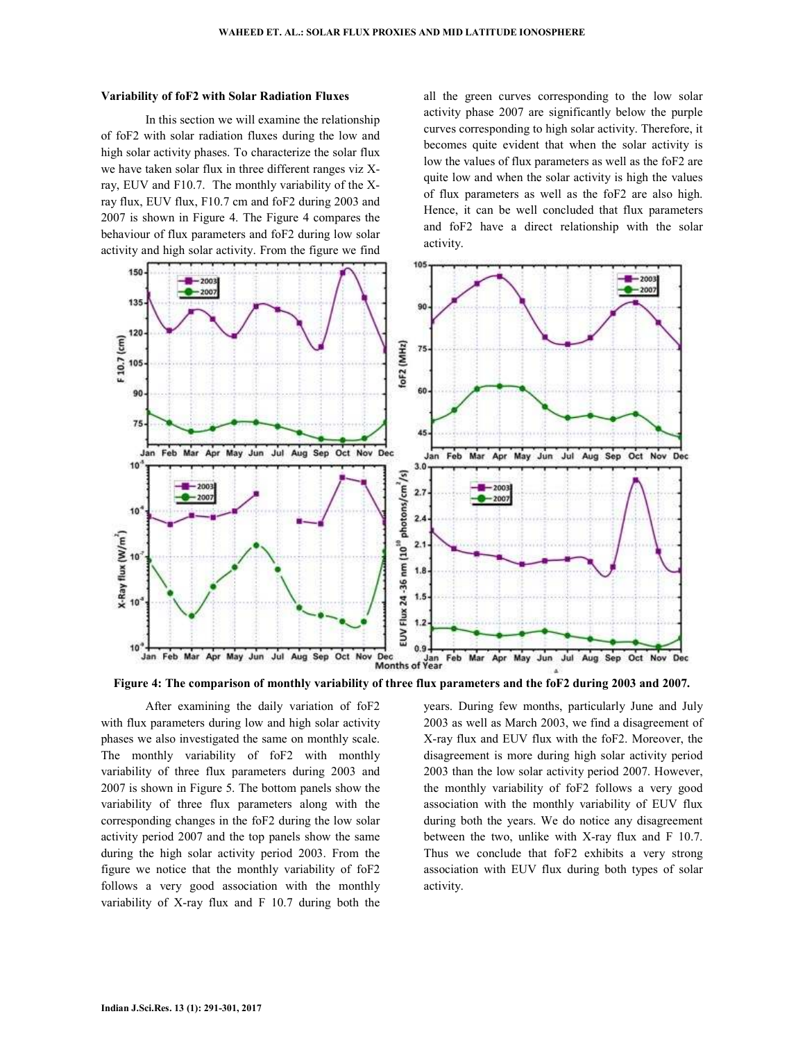### Variability of foF2 with Solar Radiation Fluxes

In this section we will examine the relationship of foF2 with solar radiation fluxes during the low and high solar activity phases. To characterize the solar flux we have taken solar flux in three different ranges viz X-ray, EUV and F10.7. The monthly variability of the X-ray flux, EUV flux, F10.7 cm and foF2 during 2003 and 2007 is shown in Figure 4. The Figure 4 compares the behaviour of flux parameters and foF2 during low solar activity and high solar activity. From the figure we find all the green curves corresponding to the low solar activity phase 2007 are significantly below the purple curves corresponding to high solar activity. Therefore, it becomes quite evident that when the solar activity is low the values of flux parameters as well as the foF2 are quite low and when the solar activity is high the values of flux parameters as well as the foF2 are also high. Hence, it can be well concluded that flux parameters and foF2 have a direct relationship with the solar activity.

**Figure 4: The comparison of monthly variability of three flux parameters and the foF2 during 2003 and 2007.**

After examining the daily variation of foF2 with flux parameters during low and high solar activity phases we also investigated the same on monthly scale. The monthly variability of foF2 with monthly variability of three flux parameters during 2003 and 2007 is shown in Figure 5. The bottom panels show the variability of three flux parameters along with the corresponding changes in the foF2 during the low solar activity period 2007 and the top panels show the same during the high solar activity period 2003. From the figure we notice that the monthly variability of foF2 follows a very good association with the monthly variability of X-ray flux and F 10.7 during both the years. During few months, particularly June and July 2003 as well as March 2003, we find a disagreement of X-ray flux and EUV flux with the foF2. Moreover, the disagreement is more during high solar activity period 2003 than the low solar activity period 2007. However, the monthly variability of foF2 follows a very good association with the monthly variability of EUV flux during both the years. We do notice any disagreement between the two, unlike with X-ray flux and F 10.7. Thus we conclude that foF2 exhibits a very strong association with EUV flux during both types of solar activity.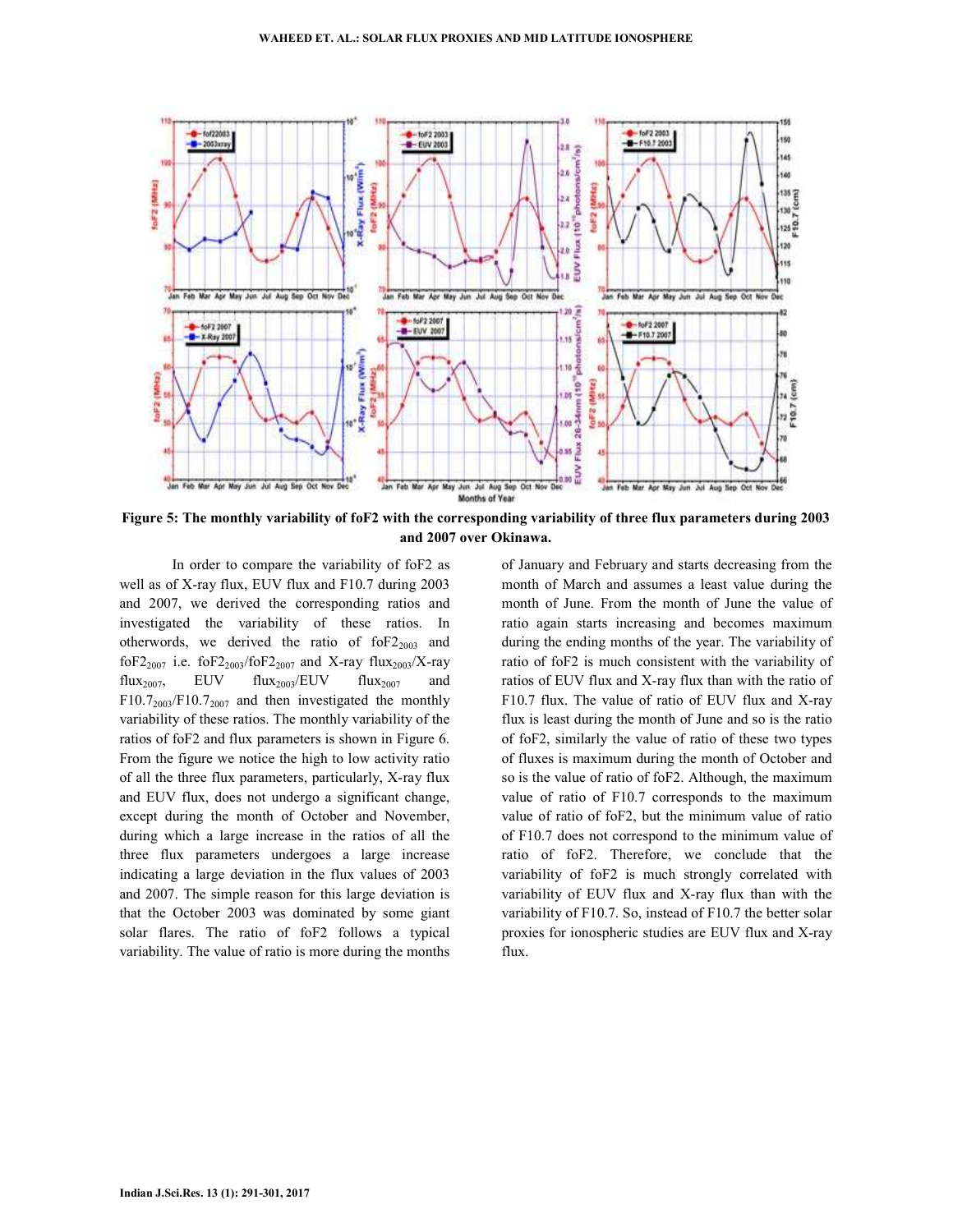**Figure 5: The monthly variability of foF2 with the corresponding variability of three flux parameters during 2003 and 2007 over Okinawa.**

In order to compare the variability of foF2 as well as of X-ray flux, EUV flux and F10.7 during 2003 and 2007, we derived the corresponding ratios and investigated the variability of these ratios. In otherwords, we derived the ratio of $foF2_{2003}$ and $foF2_{2007}$ i.e. $foF2_{2003}/foF2_{2007}$ and X-ray $flux_{2003}$/X-ray $flux_{2007}$, EUV $flux_{2003}$/EUV $flux_{2007}$ and $F10.7_{2003}/F10.7_{2007}$ and then investigated the monthly variability of these ratios. The monthly variability of the ratios of foF2 and flux parameters is shown in Figure 6. From the figure we notice the high to low activity ratio of all the three flux parameters, particularly, X-ray flux and EUV flux, does not undergo a significant change, except during the month of October and November, during which a large increase in the ratios of all the three flux parameters undergoes a large increase indicating a large deviation in the flux values of 2003 and 2007. The simple reason for this large deviation is that the October 2003 was dominated by some giant solar flares. The ratio of foF2 follows a typical variability. The value of ratio is more during the months of January and February and starts decreasing from the month of March and assumes a least value during the month of June. From the month of June the value of ratio again starts increasing and becomes maximum during the ending months of the year. The variability of ratio of foF2 is much consistent with the variability of ratios of EUV flux and X-ray flux than with the ratio of F10.7 flux. The value of ratio of EUV flux and X-ray flux is least during the month of June and so is the ratio of foF2, similarly the value of ratio of these two types of fluxes is maximum during the month of October and so is the value of ratio of foF2. Although, the maximum value of ratio of F10.7 corresponds to the maximum value of ratio of foF2, but the minimum value of ratio of F10.7 does not correspond to the minimum value of ratio of foF2. Therefore, we conclude that the variability of foF2 is much strongly correlated with variability of EUV flux and X-ray flux than with the variability of F10.7. So, instead of F10.7 the better solar proxies for ionospheric studies are EUV flux and X-ray flux.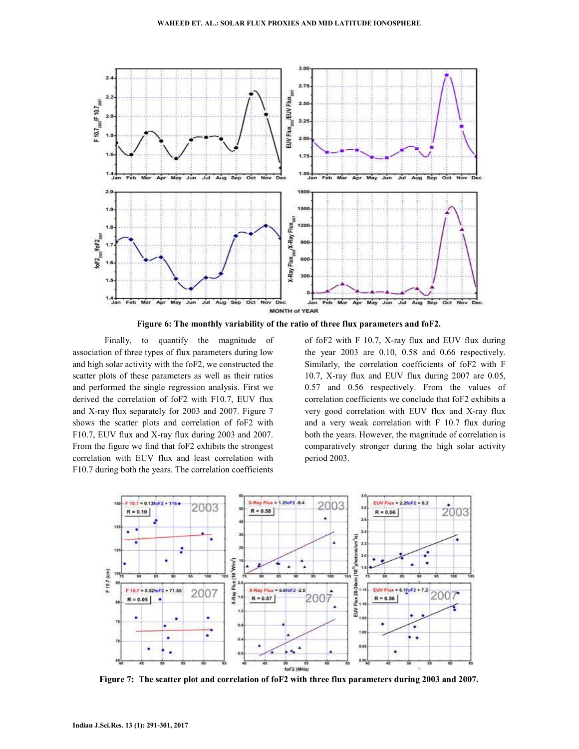**Figure 6: The monthly variability of the ratio of three flux parameters and foF2.**

Finally, to quantify the magnitude of association of three types of flux parameters during low and high solar activity with the foF2, we constructed the scatter plots of these parameters as well as their ratios and performed the single regression analysis. First we derived the correlation of foF2 with F10.7, EUV flux and X-ray flux separately for 2003 and 2007. Figure 7 shows the scatter plots and correlation of foF2 with F10.7, EUV flux and X-ray flux during 2003 and 2007. From the figure we find that foF2 exhibits the strongest correlation with EUV flux and least correlation with F10.7 during both the years. The correlation coefficients of foF2 with F 10.7, X-ray flux and EUV flux during the year 2003 are 0.10, 0.58 and 0.66 respectively. Similarly, the correlation coefficients of foF2 with F 10.7, X-ray flux and EUV flux during 2007 are 0.05, 0.57 and 0.56 respectively. From the values of correlation coefficients we conclude that foF2 exhibits a very good correlation with EUV flux and X-ray flux and a very weak correlation with F 10.7 flux during both the years. However, the magnitude of correlation is comparatively stronger during the high solar activity period 2003.

**Figure 7: The scatter plot and correlation of foF2 with three flux parameters during 2003 and 2007.**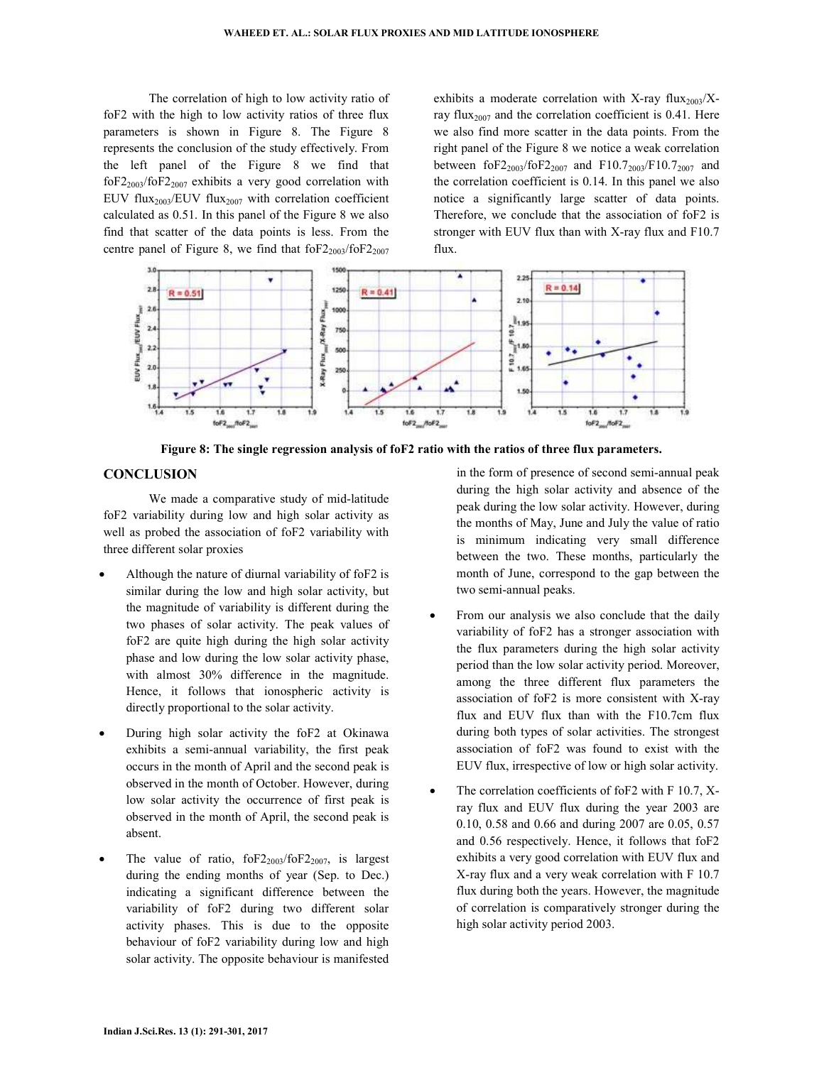The correlation of high to low activity ratio of foF2 with the high to low activity ratios of three flux parameters is shown in Figure 8. The Figure 8 represents the conclusion of the study effectively. From the left panel of the Figure 8 we find that $foF2_{2003}/foF2_{2007}$ exhibits a very good correlation with EUV $flux_{2003}$/EUV $flux_{2007}$ with correlation coefficient calculated as 0.51. In this panel of the Figure 8 we also find that scatter of the data points is less. From the centre panel of Figure 8, we find that $foF2_{2003}/foF2_{2007}$ exhibits a moderate correlation with X-ray $flux_{2003}$/X-ray $flux_{2007}$ and the correlation coefficient is 0.41. Here we also find more scatter in the data points. From the right panel of the Figure 8 we notice a weak correlation between $foF2_{2003}/foF2_{2007}$ and $F10.7_{2003}/F10.7_{2007}$ and the correlation coefficient is 0.14. In this panel we also notice a significantly large scatter of data points. Therefore, we conclude that the association of foF2 is stronger with EUV flux than with X-ray flux and F10.7 flux.

**Figure 8: The single regression analysis of foF2 ratio with the ratios of three flux parameters.**

## CONCLUSION

We made a comparative study of mid-latitude foF2 variability during low and high solar activity as well as probed the association of foF2 variability with three different solar proxies

- Although the nature of diurnal variability of foF2 is similar during the low and high solar activity, but the magnitude of variability is different during the two phases of solar activity. The peak values of foF2 are quite high during the high solar activity phase and low during the low solar activity phase, with almost 30% difference in the magnitude. Hence, it follows that ionospheric activity is directly proportional to the solar activity.

- During high solar activity the foF2 at Okinawa exhibits a semi-annual variability, the first peak occurs in the month of April and the second peak is observed in the month of October. However, during low solar activity the occurrence of first peak is observed in the month of April, the second peak is absent.

- The value of ratio, $foF2_{2003}/foF2_{2007}$, is largest during the ending months of year (Sep. to Dec.) indicating a significant difference between the variability of foF2 during two different solar activity phases. This is due to the opposite behaviour of foF2 variability during low and high solar activity. The opposite behaviour is manifested in the form of presence of second semi-annual peak during the high solar activity and absence of the peak during the low solar activity. However, during the months of May, June and July the value of ratio is minimum indicating very small difference between the two. These months, particularly the month of June, correspond to the gap between the two semi-annual peaks.

- From our analysis we also conclude that the daily variability of foF2 has a stronger association with the flux parameters during the high solar activity period than the low solar activity period. Moreover, among the three different flux parameters the association of foF2 is more consistent with X-ray flux and EUV flux than with the F10.7cm flux during both types of solar activities. The strongest association of foF2 was found to exist with the EUV flux, irrespective of low or high solar activity.

- The correlation coefficients of foF2 with F 10.7, X-ray flux and EUV flux during the year 2003 are 0.10, 0.58 and 0.66 and during 2007 are 0.05, 0.57 and 0.56 respectively. Hence, it follows that foF2 exhibits a very good correlation with EUV flux and X-ray flux and a very weak correlation with F 10.7 flux during both the years. However, the magnitude of correlation is comparatively stronger during the high solar activity period 2003.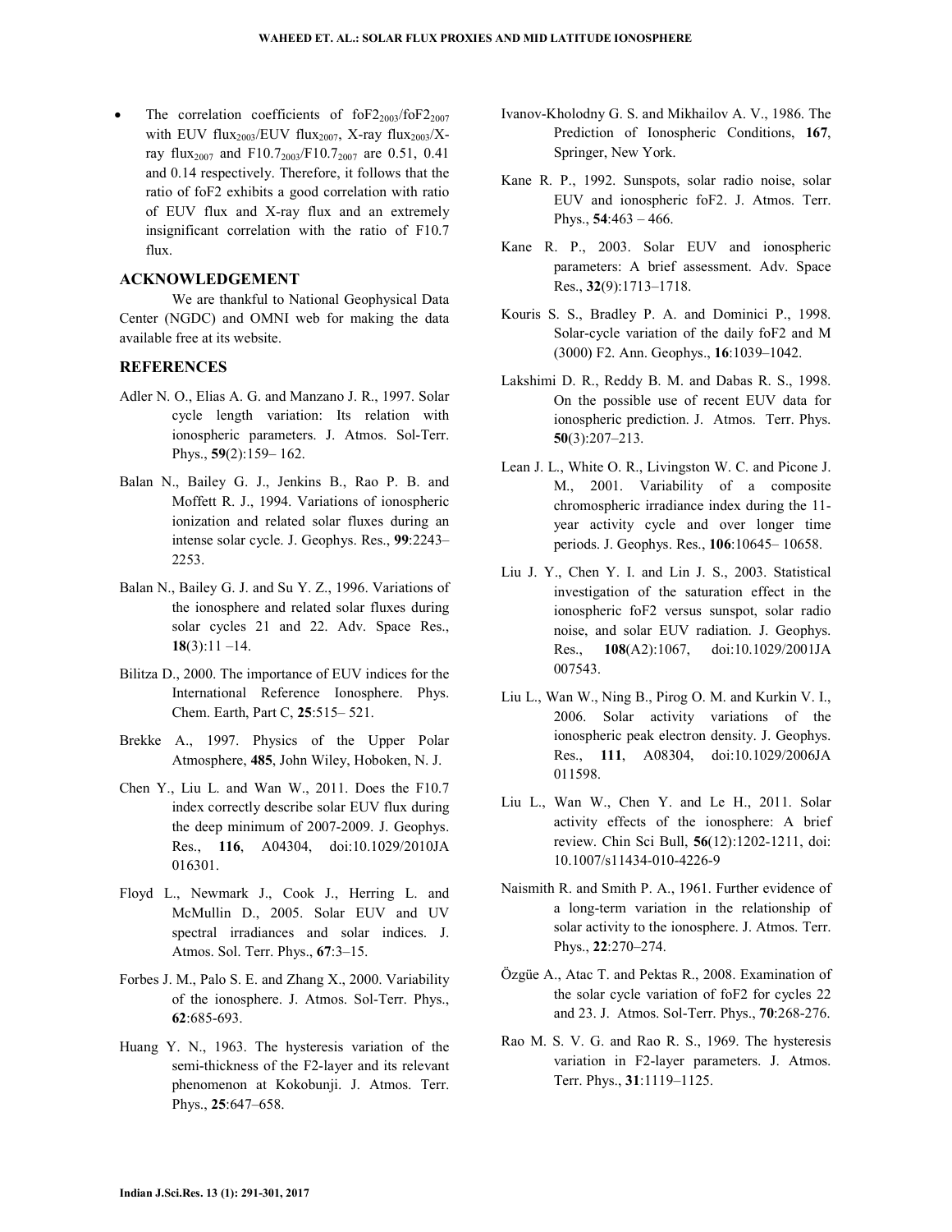- The correlation coefficients of $foF2_{2003}/foF2_{2007}$ with EUV $flux_{2003}$/EUV $flux_{2007}$, X-ray $flux_{2003}$/X-ray $flux_{2007}$ and $F10.7_{2003}/F10.7_{2007}$ are 0.51, 0.41 and 0.14 respectively. Therefore, it follows that the ratio of foF2 exhibits a good correlation with ratio of EUV flux and X-ray flux and an extremely insignificant correlation with the ratio of F10.7 flux.

## ACKNOWLEDGEMENT

We are thankful to National Geophysical Data Center (NGDC) and OMNI web for making the data available free at its website.

## REFERENCES

Adler N. O., Elias A. G. and Manzano J. R., 1997. Solar cycle length variation: Its relation with ionospheric parameters. J. Atmos. Sol-Terr. Phys., **59**(2):159– 162.

Balan N., Bailey G. J., Jenkins B., Rao P. B. and Moffett R. J., 1994. Variations of ionospheric ionization and related solar fluxes during an intense solar cycle. J. Geophys. Res., **99**:2243–2253.

Balan N., Bailey G. J. and Su Y. Z., 1996. Variations of the ionosphere and related solar fluxes during solar cycles 21 and 22. Adv. Space Res., **18**(3):11 –14.

Bilitza D., 2000. The importance of EUV indices for the International Reference Ionosphere. Phys. Chem. Earth, Part C, **25**:515– 521.

Brekke A., 1997. Physics of the Upper Polar Atmosphere, **485**, John Wiley, Hoboken, N. J.

Chen Y., Liu L. and Wan W., 2011. Does the F10.7 index correctly describe solar EUV flux during the deep minimum of 2007-2009. J. Geophys. Res., **116**, A04304, doi:10.1029/2010JA 016301.

Floyd L., Newmark J., Cook J., Herring L. and McMullin D., 2005. Solar EUV and UV spectral irradiances and solar indices. J. Atmos. Sol. Terr. Phys., **67**:3–15.

Forbes J. M., Palo S. E. and Zhang X., 2000. Variability of the ionosphere. J. Atmos. Sol-Terr. Phys., **62**:685-693.

Huang Y. N., 1963. The hysteresis variation of the semi-thickness of the F2-layer and its relevant phenomenon at Kokobunji. J. Atmos. Terr. Phys., **25**:647–658.

Ivanov-Kholodny G. S. and Mikhailov A. V., 1986. The Prediction of Ionospheric Conditions, **167**, Springer, New York.

Kane R. P., 1992. Sunspots, solar radio noise, solar EUV and ionospheric foF2. J. Atmos. Terr. Phys., **54**:463 – 466.

Kane R. P., 2003. Solar EUV and ionospheric parameters: A brief assessment. Adv. Space Res., **32**(9):1713–1718.

Kouris S. S., Bradley P. A. and Dominici P., 1998. Solar-cycle variation of the daily foF2 and M (3000) F2. Ann. Geophys., **16**:1039–1042.

Lakshimi D. R., Reddy B. M. and Dabas R. S., 1998. On the possible use of recent EUV data for ionospheric prediction. J. Atmos. Terr. Phys. **50**(3):207–213.

Lean J. L., White O. R., Livingston W. C. and Picone J. M., 2001. Variability of a composite chromospheric irradiance index during the 11-year activity cycle and over longer time periods. J. Geophys. Res., **106**:10645– 10658.

Liu J. Y., Chen Y. I. and Lin J. S., 2003. Statistical investigation of the saturation effect in the ionospheric foF2 versus sunspot, solar radio noise, and solar EUV radiation. J. Geophys. Res., **108**(A2):1067, doi:10.1029/2001JA 007543.

Liu L., Wan W., Ning B., Pirog O. M. and Kurkin V. I., 2006. Solar activity variations of the ionospheric peak electron density. J. Geophys. Res., **111**, A08304, doi:10.1029/2006JA 011598.

Liu L., Wan W., Chen Y. and Le H., 2011. Solar activity effects of the ionosphere: A brief review. Chin Sci Bull, **56**(12):1202-1211, doi: 10.1007/s11434-010-4226-9

Naismith R. and Smith P. A., 1961. Further evidence of a long-term variation in the relationship of solar activity to the ionosphere. J. Atmos. Terr. Phys., **22**:270–274.

Özgüe A., Atac T. and Pektas R., 2008. Examination of the solar cycle variation of foF2 for cycles 22 and 23. J. Atmos. Sol-Terr. Phys., **70**:268-276.

Rao M. S. V. G. and Rao R. S., 1969. The hysteresis variation in F2-layer parameters. J. Atmos. Terr. Phys., **31**:1119–1125.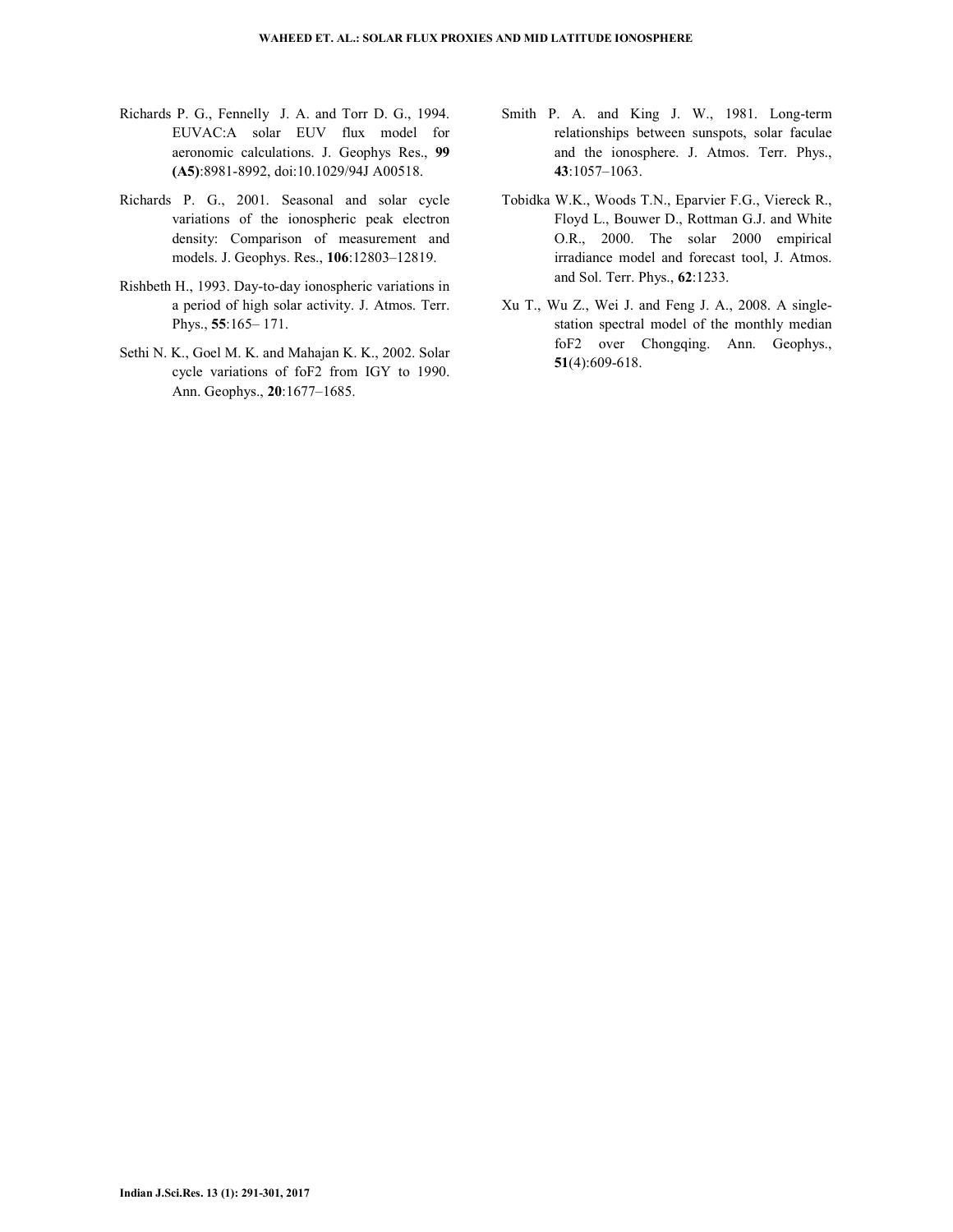Richards P. G., Fennelly J. A. and Torr D. G., 1994. EUVAC:A solar EUV flux model for aeronomic calculations. J. Geophys Res., **99 (A5)**:8981-8992, doi:10.1029/94J A00518.

Richards P. G., 2001. Seasonal and solar cycle variations of the ionospheric peak electron density: Comparison of measurement and models. J. Geophys. Res., **106**:12803–12819.

Rishbeth H., 1993. Day-to-day ionospheric variations in a period of high solar activity. J. Atmos. Terr. Phys., **55**:165– 171.

Sethi N. K., Goel M. K. and Mahajan K. K., 2002. Solar cycle variations of foF2 from IGY to 1990. Ann. Geophys., **20**:1677–1685.

Smith P. A. and King J. W., 1981. Long-term relationships between sunspots, solar faculae and the ionosphere. J. Atmos. Terr. Phys., **43**:1057–1063.

Tobidka W.K., Woods T.N., Eparvier F.G., Viereck R., Floyd L., Bouwer D., Rottman G.J. and White O.R., 2000. The solar 2000 empirical irradiance model and forecast tool, J. Atmos. and Sol. Terr. Phys., **62**:1233.

Xu T., Wu Z., Wei J. and Feng J. A., 2008. A single-station spectral model of the monthly median foF2 over Chongqing. Ann. Geophys., **51**(4):609-618.